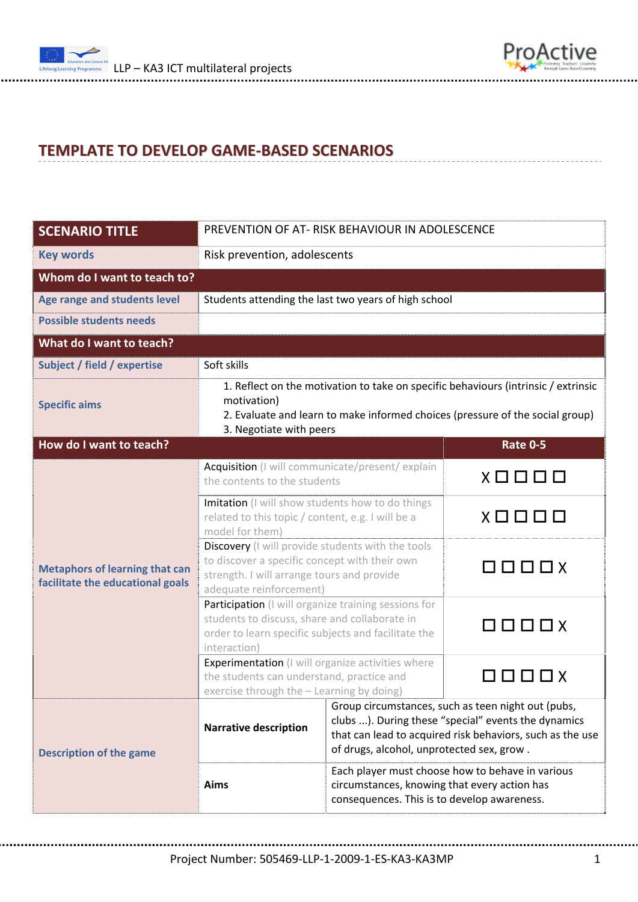# TEMPLATE TO DEVELOP GAME-BASED SCENARIOS

| **SCENARIO TITLE** | PREVENTION OF AT- RISK BEHAVIOUR IN ADOLESCENCE | |
|---|---|---|
| **Key words** | Risk prevention, adolescents | |
| **Whom do I want to teach to?** | | |
| **Age range and students level** | Students attending the last two years of high school | |
| **Possible students needs** | | |
| **What do I want to teach?** | | |
| **Subject / field / expertise** | Soft skills | |
| **Specific aims** | 1. Reflect on the motivation to take on specific behaviours (intrinsic / extrinsic motivation)<br>2. Evaluate and learn to make informed choices (pressure of the social group)<br>3. Negotiate with peers | |
| **How do I want to teach?** | | **Rate 0-5** |
| **Metaphors of learning that can facilitate the educational goals** | Acquisition (I will communicate/present/ explain the contents to the students | X ☐ ☐ ☐ ☐ |
| | Imitation (I will show students how to do things related to this topic / content, e.g. I will be a model for them) | X ☐ ☐ ☐ ☐ |
| | Discovery (I will provide students with the tools to discover a specific concept with their own strength. I will arrange tours and provide adequate reinforcement) | ☐ ☐ ☐ ☐ X |
| | Participation (I will organize training sessions for students to discuss, share and collaborate in order to learn specific subjects and facilitate the interaction) | ☐ ☐ ☐ ☐ X |
| | Experimentation (I will organize activities where the students can understand, practice and exercise through the – Learning by doing) | ☐ ☐ ☐ ☐ X |
| **Description of the game** | **Narrative description** | Group circumstances, such as teen night out (pubs, clubs ...). During these "special" events the dynamics that can lead to acquired risk behaviors, such as the use of drugs, alcohol, unprotected sex, grow . |
| | **Aims** | Each player must choose how to behave in various circumstances, knowing that every action has consequences. This is to develop awareness. |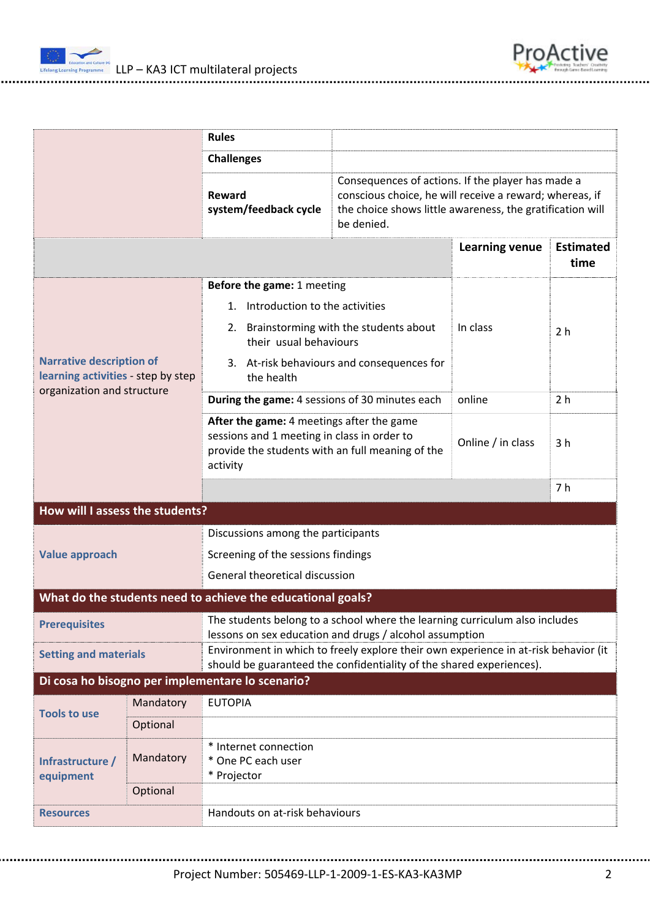| | | | | |
|---|---|---|---|---|
| | **Rules** | | | |
| | **Challenges** | | | |
| | **Reward system/feedback cycle** | Consequences of actions. If the player has made a conscious choice, he will receive a reward; whereas, if the choice shows little awareness, the gratification will be denied. | | |
| | | | **Learning venue** | **Estimated time** |
| **Narrative description of learning activities** - step by step organization and structure | **Before the game:** 1 meeting<br>1. Introduction to the activities<br>2. Brainstorming with the students about their usual behaviours<br>3. At-risk behaviours and consequences for the health | | In class | 2 h |
| | **During the game:** 4 sessions of 30 minutes each | | online | 2 h |
| | **After the game:** 4 meetings after the game sessions and 1 meeting in class in order to provide the students with an full meaning of the activity | | Online / in class | 3 h |
| | | | | 7 h |

## How will I assess the students?

| | |
|---|---|
| **Value approach** | Discussions among the participants<br>Screening of the sessions findings<br>General theoretical discussion |

## What do the students need to achieve the educational goals?

| | |
|---|---|
| **Prerequisites** | The students belong to a school where the learning curriculum also includes lessons on sex education and drugs / alcohol assumption |
| **Setting and materials** | Environment in which to freely explore their own experience in at-risk behavior (it should be guaranteed the confidentiality of the shared experiences). |

## Di cosa ho bisogno per implementare lo scenario?

| | | |
|---|---|---|
| **Tools to use** | Mandatory | EUTOPIA |
| | Optional | |
| **Infrastructure / equipment** | Mandatory | * Internet connection<br>* One PC each user<br>* Projector |
| | Optional | |
| **Resources** | | Handouts on at-risk behaviours |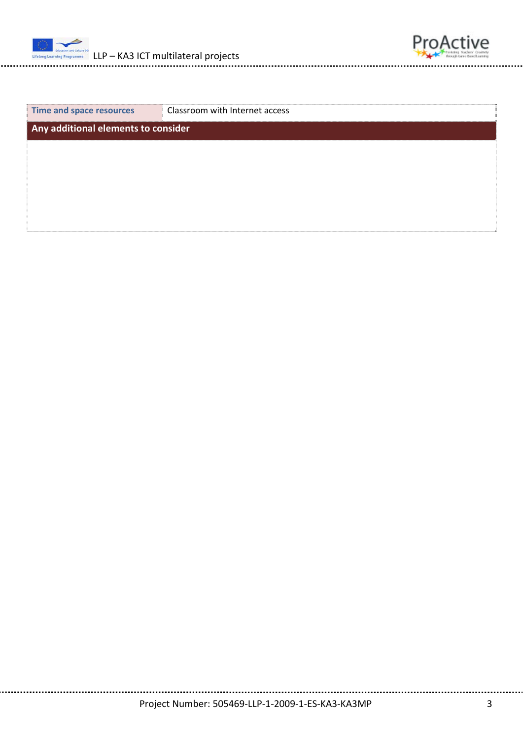| | |
|---|---|
| **Time and space resources** | Classroom with Internet access |
| **Any additional elements to consider** | |